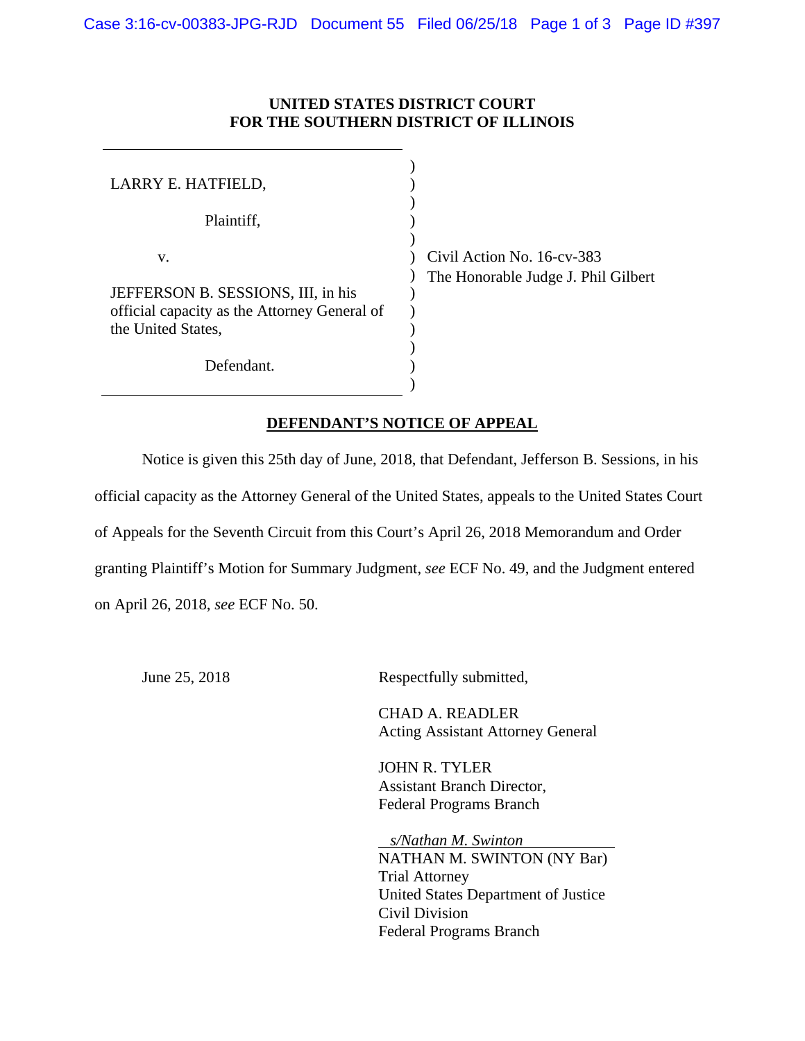**UNITED STATES DISTRICT COURT**
**FOR THE SOUTHERN DISTRICT OF ILLINOIS**

| | |
|---|---|
| LARRY E. HATFIELD,<br><br>Plaintiff,<br><br>v.<br><br>JEFFERSON B. SESSIONS, III, in his official capacity as the Attorney General of the United States,<br><br>Defendant. | Civil Action No. 16-cv-383<br>The Honorable Judge J. Phil Gilbert |

## DEFENDANT'S NOTICE OF APPEAL

Notice is given this 25th day of June, 2018, that Defendant, Jefferson B. Sessions, in his official capacity as the Attorney General of the United States, appeals to the United States Court of Appeals for the Seventh Circuit from this Court's April 26, 2018 Memorandum and Order granting Plaintiff's Motion for Summary Judgment, *see* ECF No. 49, and the Judgment entered on April 26, 2018, *see* ECF No. 50.

June 25, 2018

Respectfully submitted,

CHAD A. READLER
Acting Assistant Attorney General

JOHN R. TYLER
Assistant Branch Director,
Federal Programs Branch

*s/Nathan M. Swinton*
NATHAN M. SWINTON (NY Bar)
Trial Attorney
United States Department of Justice
Civil Division
Federal Programs Branch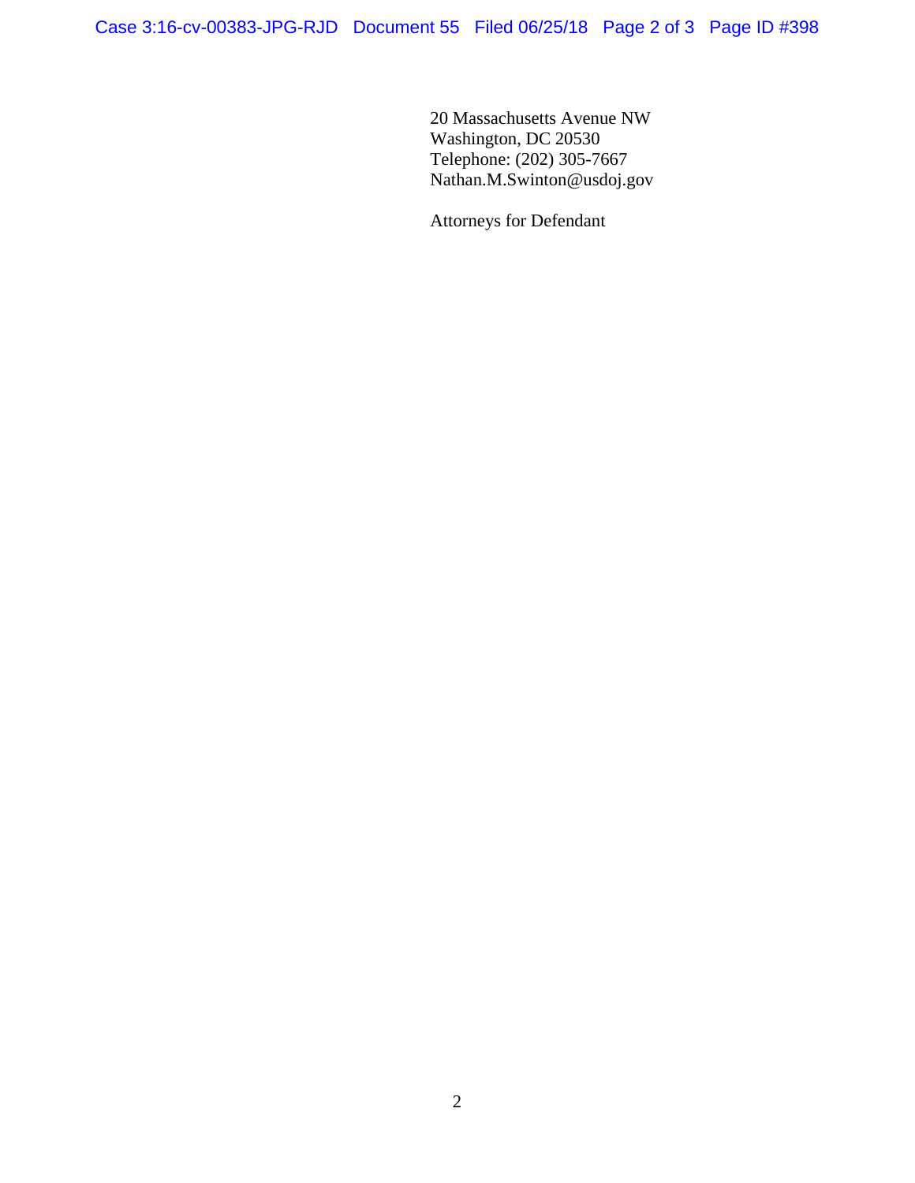20 Massachusetts Avenue NW
Washington, DC 20530
Telephone: (202) 305-7667
Nathan.M.Swinton@usdoj.gov

Attorneys for Defendant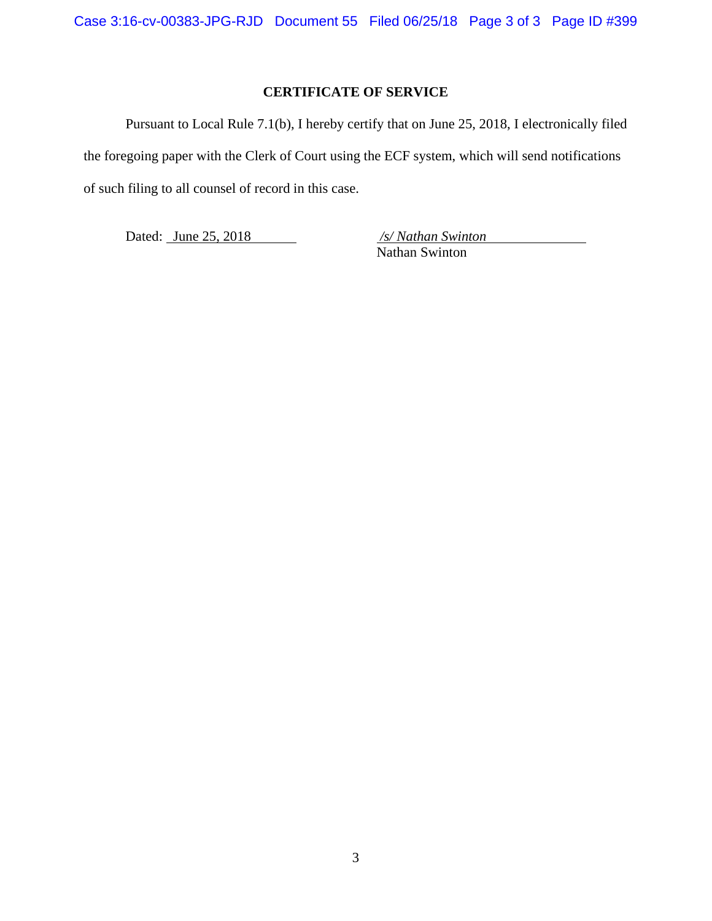## CERTIFICATE OF SERVICE

Pursuant to Local Rule 7.1(b), I hereby certify that on June 25, 2018, I electronically filed the foregoing paper with the Clerk of Court using the ECF system, which will send notifications of such filing to all counsel of record in this case.

Dated: June 25, 2018

*/s/ Nathan Swinton*
Nathan Swinton